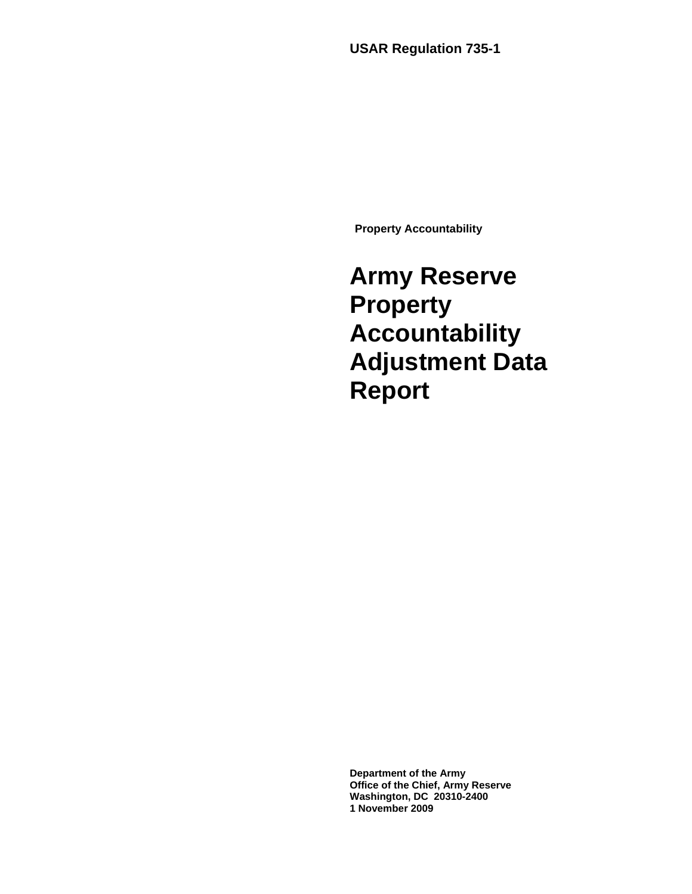**USAR Regulation 735-1**

**Property Accountability**

# Army Reserve Property Accountability Adjustment Data Report

**Department of the Army**
**Office of the Chief, Army Reserve**
**Washington, DC 20310-2400**
**1 November 2009**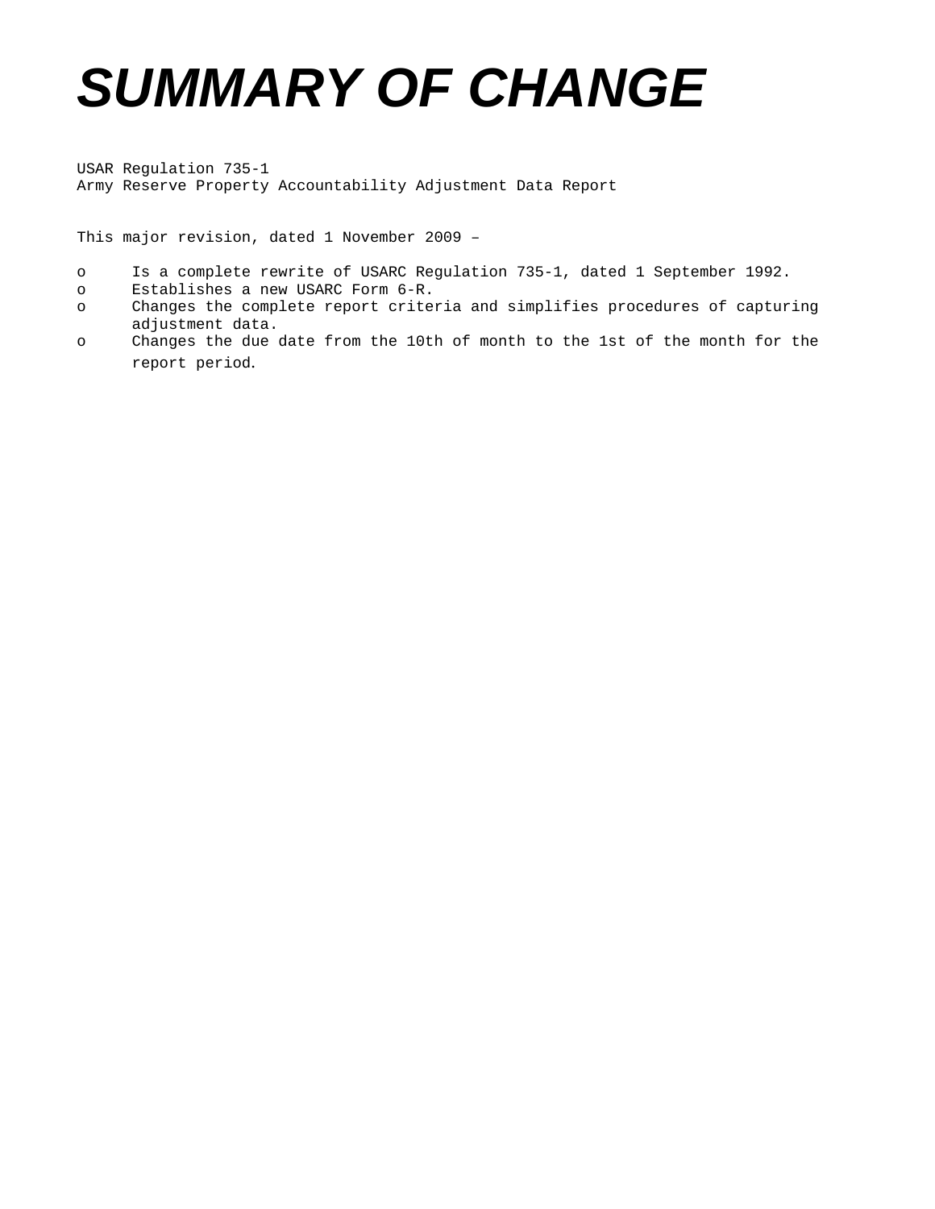# SUMMARY OF CHANGE

USAR Regulation 735-1
Army Reserve Property Accountability Adjustment Data Report

This major revision, dated 1 November 2009 –

- o Is a complete rewrite of USARC Regulation 735-1, dated 1 September 1992.
- o Establishes a new USARC Form 6-R.
- o Changes the complete report criteria and simplifies procedures of capturing adjustment data.
- o Changes the due date from the 10th of month to the 1st of the month for the report period.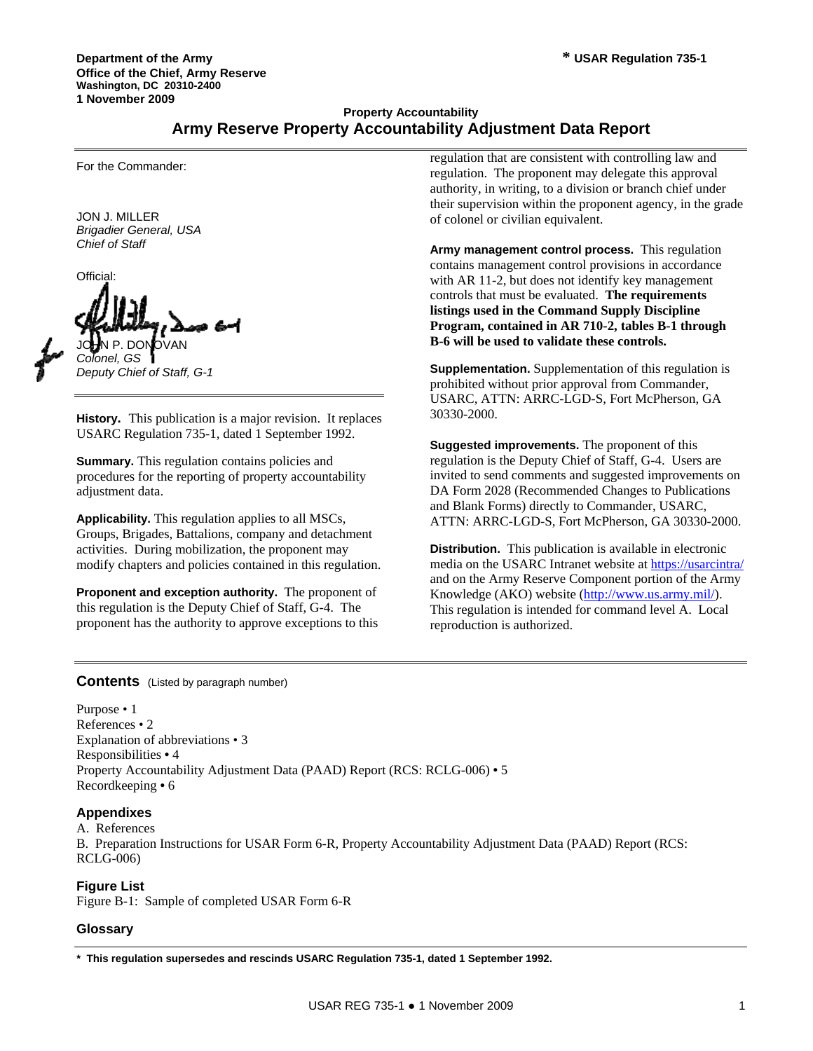Department of the Army
Office of the Chief, Army Reserve
Washington, DC 20310-2400
1 November 2009

\* USAR Regulation 735-1

Property Accountability

# Army Reserve Property Accountability Adjustment Data Report

For the Commander:

JON J. MILLER
*Brigadier General, USA*
*Chief of Staff*

Official:

JOHN P. DONOVAN
*Colonel, GS*
*Deputy Chief of Staff, G-1*

**History.** This publication is a major revision. It replaces USARC Regulation 735-1, dated 1 September 1992.

**Summary.** This regulation contains policies and procedures for the reporting of property accountability adjustment data.

**Applicability.** This regulation applies to all MSCs, Groups, Brigades, Battalions, company and detachment activities. During mobilization, the proponent may modify chapters and policies contained in this regulation.

**Proponent and exception authority.** The proponent of this regulation is the Deputy Chief of Staff, G-4. The proponent has the authority to approve exceptions to this regulation that are consistent with controlling law and regulation. The proponent may delegate this approval authority, in writing, to a division or branch chief under their supervision within the proponent agency, in the grade of colonel or civilian equivalent.

**Army management control process.** This regulation contains management control provisions in accordance with AR 11-2, but does not identify key management controls that must be evaluated. **The requirements listings used in the Command Supply Discipline Program, contained in AR 710-2, tables B-1 through B-6 will be used to validate these controls.**

**Supplementation.** Supplementation of this regulation is prohibited without prior approval from Commander, USARC, ATTN: ARRC-LGD-S, Fort McPherson, GA 30330-2000.

**Suggested improvements.** The proponent of this regulation is the Deputy Chief of Staff, G-4. Users are invited to send comments and suggested improvements on DA Form 2028 (Recommended Changes to Publications and Blank Forms) directly to Commander, USARC, ATTN: ARRC-LGD-S, Fort McPherson, GA 30330-2000.

**Distribution.** This publication is available in electronic media on the USARC Intranet website at https://usarcintra/ and on the Army Reserve Component portion of the Army Knowledge (AKO) website (http://www.us.army.mil/). This regulation is intended for command level A. Local reproduction is authorized.

## Contents (Listed by paragraph number)

Purpose • 1
References • 2
Explanation of abbreviations • 3
Responsibilities • 4
Property Accountability Adjustment Data (PAAD) Report (RCS: RCLG-006) • 5
Recordkeeping • 6

### Appendixes

A. References
B. Preparation Instructions for USAR Form 6-R, Property Accountability Adjustment Data (PAAD) Report (RCS: RCLG-006)

### Figure List

Figure B-1: Sample of completed USAR Form 6-R

### Glossary

**\* This regulation supersedes and rescinds USARC Regulation 735-1, dated 1 September 1992.**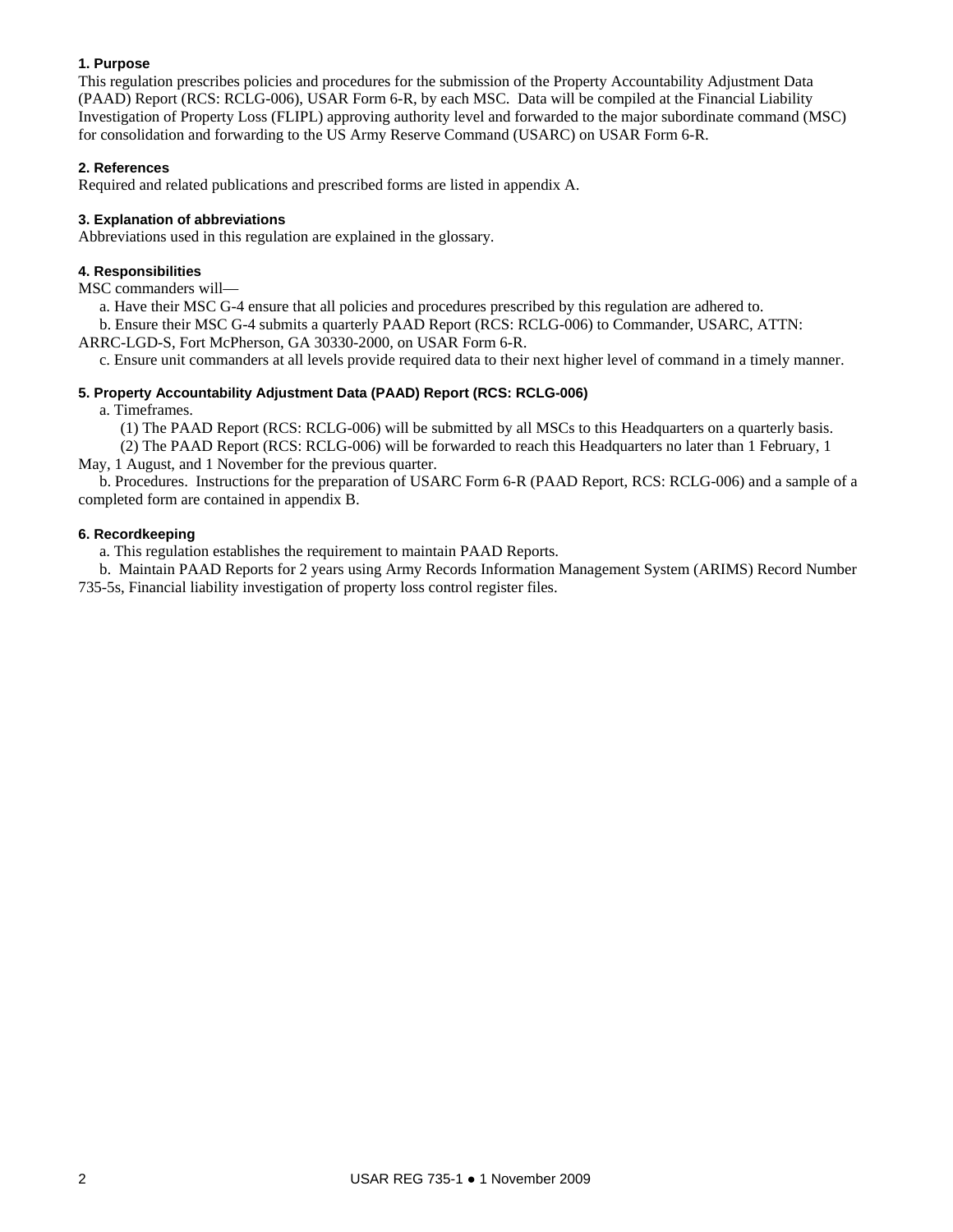### 1. Purpose

This regulation prescribes policies and procedures for the submission of the Property Accountability Adjustment Data (PAAD) Report (RCS: RCLG-006), USAR Form 6-R, by each MSC. Data will be compiled at the Financial Liability Investigation of Property Loss (FLIPL) approving authority level and forwarded to the major subordinate command (MSC) for consolidation and forwarding to the US Army Reserve Command (USARC) on USAR Form 6-R.

### 2. References

Required and related publications and prescribed forms are listed in appendix A.

### 3. Explanation of abbreviations

Abbreviations used in this regulation are explained in the glossary.

### 4. Responsibilities

MSC commanders will—

a. Have their MSC G-4 ensure that all policies and procedures prescribed by this regulation are adhered to.

b. Ensure their MSC G-4 submits a quarterly PAAD Report (RCS: RCLG-006) to Commander, USARC, ATTN: ARRC-LGD-S, Fort McPherson, GA 30330-2000, on USAR Form 6-R.

c. Ensure unit commanders at all levels provide required data to their next higher level of command in a timely manner.

### 5. Property Accountability Adjustment Data (PAAD) Report (RCS: RCLG-006)

a. Timeframes.

(1) The PAAD Report (RCS: RCLG-006) will be submitted by all MSCs to this Headquarters on a quarterly basis.

(2) The PAAD Report (RCS: RCLG-006) will be forwarded to reach this Headquarters no later than 1 February, 1 May, 1 August, and 1 November for the previous quarter.

b. Procedures. Instructions for the preparation of USARC Form 6-R (PAAD Report, RCS: RCLG-006) and a sample of a completed form are contained in appendix B.

### 6. Recordkeeping

a. This regulation establishes the requirement to maintain PAAD Reports.

b. Maintain PAAD Reports for 2 years using Army Records Information Management System (ARIMS) Record Number 735-5s, Financial liability investigation of property loss control register files.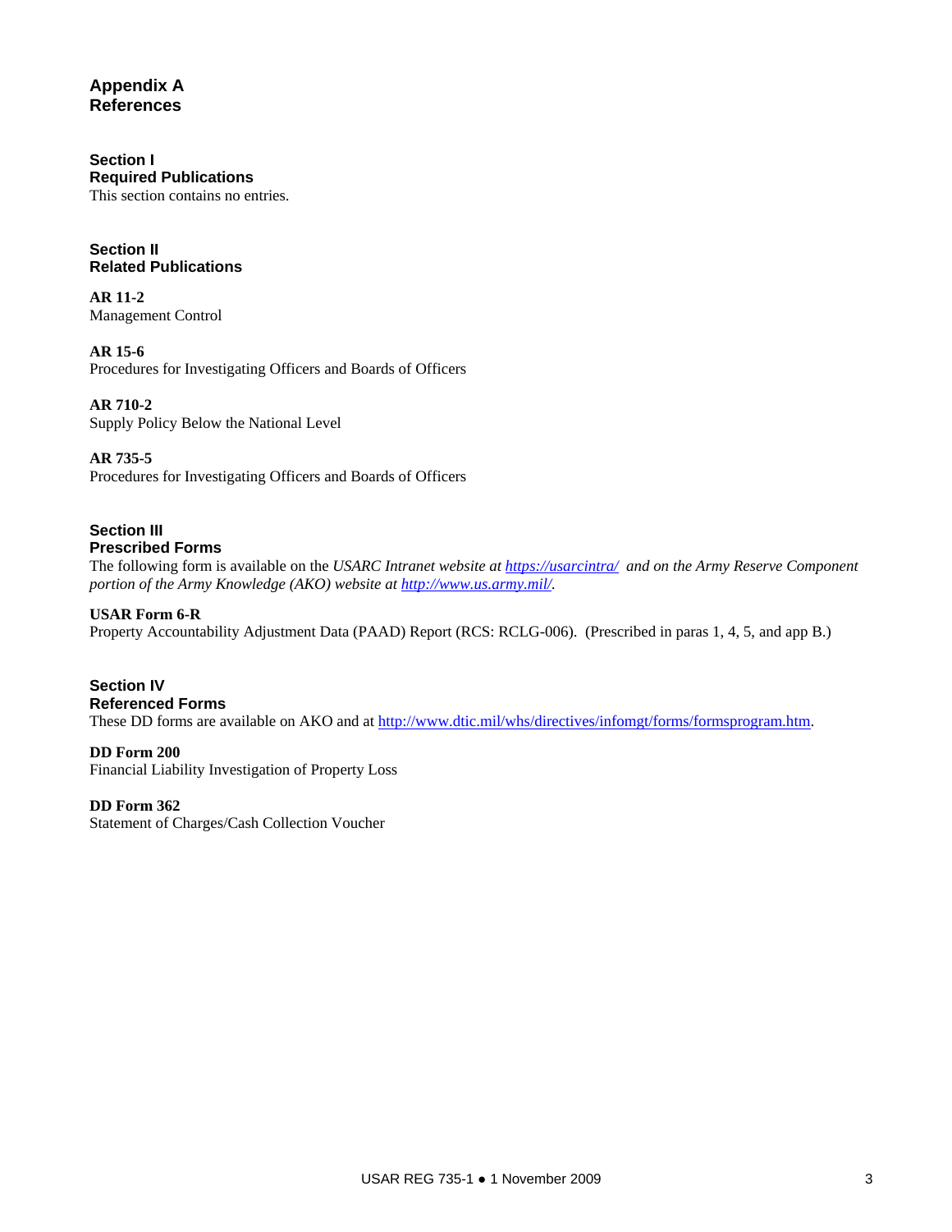# Appendix A
# References

## Section I
## Required Publications

This section contains no entries.

## Section II
## Related Publications

**AR 11-2**
Management Control

**AR 15-6**
Procedures for Investigating Officers and Boards of Officers

**AR 710-2**
Supply Policy Below the National Level

**AR 735-5**
Procedures for Investigating Officers and Boards of Officers

## Section III
## Prescribed Forms

The following form is available on the *USARC Intranet website at https://usarcintra/ and on the Army Reserve Component portion of the Army Knowledge (AKO) website at http://www.us.army.mil/.*

**USAR Form 6-R**
Property Accountability Adjustment Data (PAAD) Report (RCS: RCLG-006). (Prescribed in paras 1, 4, 5, and app B.)

## Section IV
## Referenced Forms

These DD forms are available on AKO and at http://www.dtic.mil/whs/directives/infomgt/forms/formsprogram.htm.

**DD Form 200**
Financial Liability Investigation of Property Loss

**DD Form 362**
Statement of Charges/Cash Collection Voucher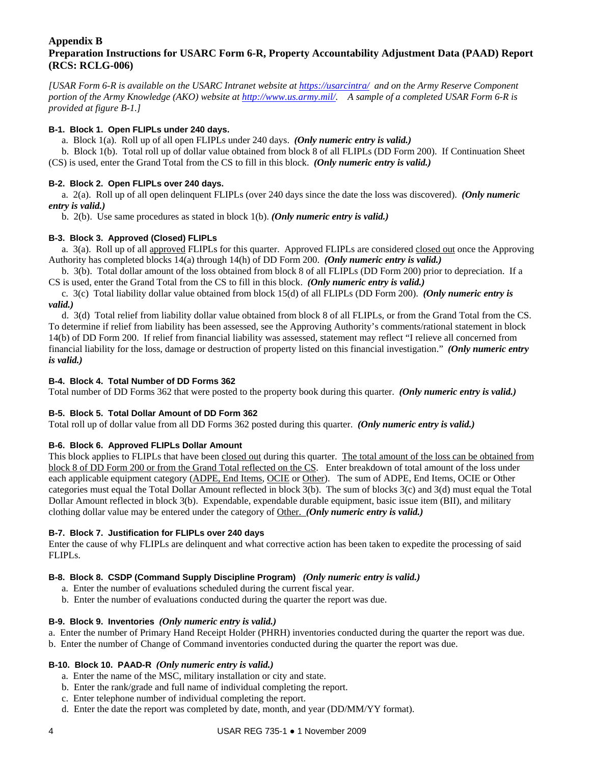## Appendix B
## Preparation Instructions for USARC Form 6-R, Property Accountability Adjustment Data (PAAD) Report (RCS: RCLG-006)

*[USAR Form 6-R is available on the USARC Intranet website at https://usarcintra/ and on the Army Reserve Component portion of the Army Knowledge (AKO) website at http://www.us.army.mil/. A sample of a completed USAR Form 6-R is provided at figure B-1.]*

### B-1. Block 1. Open FLIPLs under 240 days.

a. Block 1(a). Roll up of all open FLIPLs under 240 days. ***(Only numeric entry is valid.)***

b. Block 1(b). Total roll up of dollar value obtained from block 8 of all FLIPLs (DD Form 200). If Continuation Sheet (CS) is used, enter the Grand Total from the CS to fill in this block. ***(Only numeric entry is valid.)***

### B-2. Block 2. Open FLIPLs over 240 days.

a. 2(a). Roll up of all open delinquent FLIPLs (over 240 days since the date the loss was discovered). ***(Only numeric entry is valid.)***

b. 2(b). Use same procedures as stated in block 1(b). ***(Only numeric entry is valid.)***

### B-3. Block 3. Approved (Closed) FLIPLs

a. 3(a). Roll up of all approved FLIPLs for this quarter. Approved FLIPLs are considered closed out once the Approving Authority has completed blocks 14(a) through 14(h) of DD Form 200. ***(Only numeric entry is valid.)***

b. 3(b). Total dollar amount of the loss obtained from block 8 of all FLIPLs (DD Form 200) prior to depreciation. If a CS is used, enter the Grand Total from the CS to fill in this block. ***(Only numeric entry is valid.)***

c. 3(c) Total liability dollar value obtained from block 15(d) of all FLIPLs (DD Form 200). ***(Only numeric entry is valid.)***

d. 3(d) Total relief from liability dollar value obtained from block 8 of all FLIPLs, or from the Grand Total from the CS. To determine if relief from liability has been assessed, see the Approving Authority's comments/rational statement in block 14(b) of DD Form 200. If relief from financial liability was assessed, statement may reflect "I relieve all concerned from financial liability for the loss, damage or destruction of property listed on this financial investigation." ***(Only numeric entry is valid.)***

### B-4. Block 4. Total Number of DD Forms 362

Total number of DD Forms 362 that were posted to the property book during this quarter. ***(Only numeric entry is valid.)***

### B-5. Block 5. Total Dollar Amount of DD Form 362

Total roll up of dollar value from all DD Forms 362 posted during this quarter. ***(Only numeric entry is valid.)***

### B-6. Block 6. Approved FLIPLs Dollar Amount

This block applies to FLIPLs that have been closed out during this quarter. The total amount of the loss can be obtained from block 8 of DD Form 200 or from the Grand Total reflected on the CS. Enter breakdown of total amount of the loss under each applicable equipment category (ADPE, End Items, OCIE or Other). The sum of ADPE, End Items, OCIE or Other categories must equal the Total Dollar Amount reflected in block 3(b). The sum of blocks 3(c) and 3(d) must equal the Total Dollar Amount reflected in block 3(b). Expendable, expendable durable equipment, basic issue item (BII), and military clothing dollar value may be entered under the category of Other. ***(Only numeric entry is valid.)***

### B-7. Block 7. Justification for FLIPLs over 240 days

Enter the cause of why FLIPLs are delinquent and what corrective action has been taken to expedite the processing of said FLIPLs.

### B-8. Block 8. CSDP (Command Supply Discipline Program) *(Only numeric entry is valid.)*

a. Enter the number of evaluations scheduled during the current fiscal year.

b. Enter the number of evaluations conducted during the quarter the report was due.

### B-9. Block 9. Inventories *(Only numeric entry is valid.)*

a. Enter the number of Primary Hand Receipt Holder (PHRH) inventories conducted during the quarter the report was due.

b. Enter the number of Change of Command inventories conducted during the quarter the report was due.

### B-10. Block 10. PAAD-R *(Only numeric entry is valid.)*

a. Enter the name of the MSC, military installation or city and state.

b. Enter the rank/grade and full name of individual completing the report.

c. Enter telephone number of individual completing the report.

d. Enter the date the report was completed by date, month, and year (DD/MM/YY format).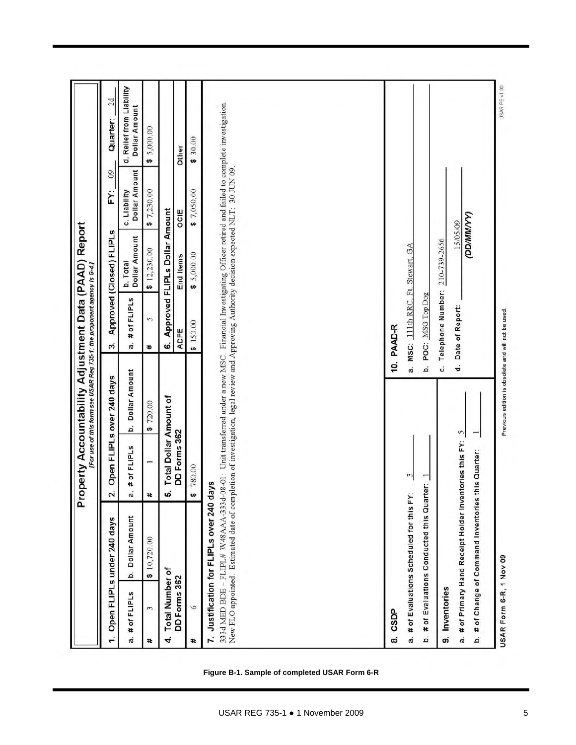# Property Accountability Adjustment Data (PAAD) Report

*[For use of this form see USAR Reg 735-1; the proponent agency is G-4.]*

| 1. Open FLIPLs under 240 days | | 2. Open FLIPLs over 240 days | | 3. Approved (Closed) FLIPLs | | FY: 09 | Quarter: 2d |
|---|---|---|---|---|---|---|---|
| a. # of FLIPLs | b. Dollar Amount | a. # of FLIPLs | b. Dollar Amount | a. # of FLIPLs | b. Total Dollar Amount | c. Liability Dollar Amount | d. Relief from Liability Dollar Amount |
| # 3 | $ 10,720.00 | # 1 | $ 720.00 | # 5 | $ 12,230.00 | $ 7,230.00 | $ 5,000.00 |

| 4. Total Number of DD Forms 362 | 5. Total Dollar Amount of DD Forms 362 | 6. Approved FLIPLs Dollar Amount | | | |
|---|---|---|---|---|---|
| | | ADPE | End Items | OCIE | Other |
| # 6 | $ 780.00 | $ 150.00 | $ 5,000.00 | $ 7,050.00 | $ 30.00 |

**7. Justification for FLIPLs over 240 days**

333d MED BDE – FLIPL# W48AAA-333d-08-01: Unit transferred under a new MSC. Financial Investigating Officer retired and failed to complete investigation. New FLO appointed. Estimated date of completion of investigation, legal review and Approving Authority decision expected NLT: 30 JUN 09.

**8. CSDP**

a. # of Evaluations Scheduled for this FY: 3

b. # of Evaluations Conducted this Quarter: 1

**9. Inventories**

a. # of Primary Hand Receipt Holder Inventories this FY: 5

b. # of Change of Command Inventories this Quarter: 1

**10. PAAD-R**

a. MSC: 111th RRC, Ft. Stewart, GA

b. POC: MSG Top Dog

c. Telephone Number: 210-739-2656

d. Date of Report: 15/05/09 (DD/MM/YY)

USAR Form 6-R, 1 Nov 09 — Previous edition is obsolete and will not be used. — USAR PE v1.00

**Figure B-1. Sample of completed USAR Form 6-R**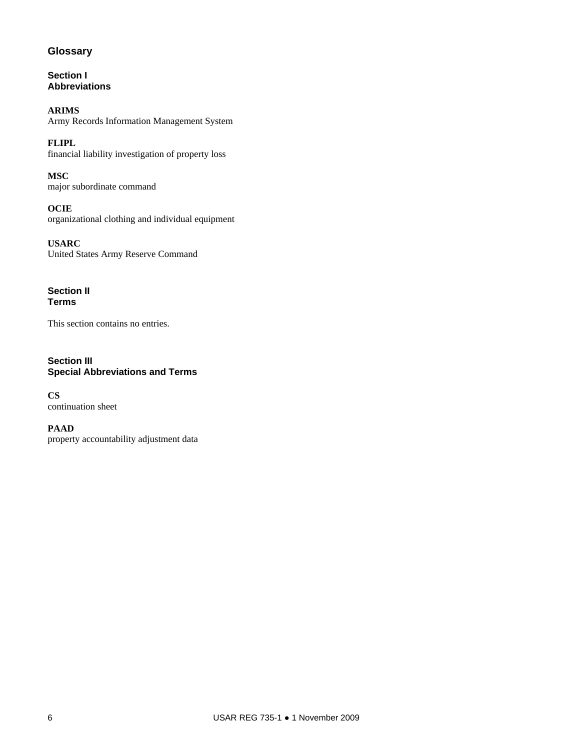# Glossary

## Section I
## Abbreviations

**ARIMS**
Army Records Information Management System

**FLIPL**
financial liability investigation of property loss

**MSC**
major subordinate command

**OCIE**
organizational clothing and individual equipment

**USARC**
United States Army Reserve Command

## Section II
## Terms

This section contains no entries.

## Section III
## Special Abbreviations and Terms

**CS**
continuation sheet

**PAAD**
property accountability adjustment data